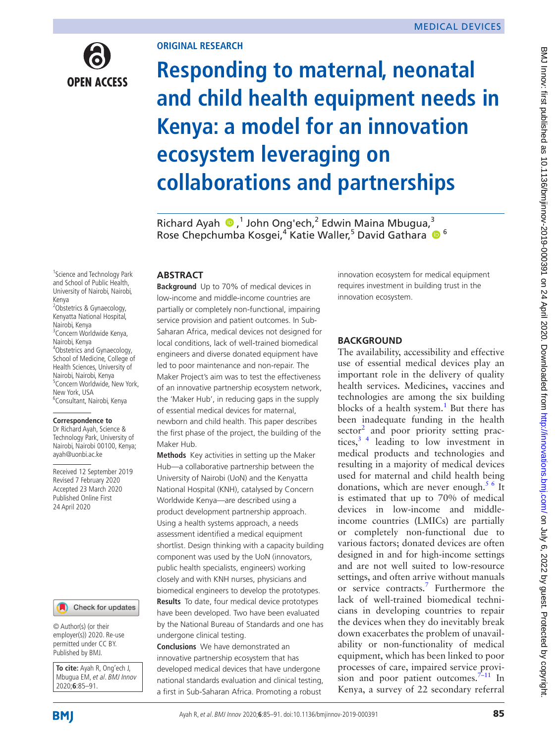# Responding to maternal, neonatal and child health equipment needs in Kenya: a model for an innovation ecosystem leveraging on collaborations and partnerships

Richard Ayah,[1] John Ong'ech,[2] Edwin Maina Mbugua,[3] Rose Chepchumba Kosgei,[4] Katie Waller,[5] David Gathara[6]

[1]Science and Technology Park and School of Public Health, University of Nairobi, Nairobi, Kenya
[2]Obstetrics & Gynaecology, Kenyatta National Hospital, Nairobi, Kenya
[3]Concern Worldwide Kenya, Nairobi, Kenya
[4]Obstetrics and Gynaecology, School of Medicine, College of Health Sciences, University of Nairobi, Nairobi, Kenya
[5]Concern Worldwide, New York, New York, USA
[6]Consultant, Nairobi, Kenya

**Correspondence to**
Dr Richard Ayah, Science & Technology Park, University of Nairobi, Nairobi 00100, Kenya; ayah@uonbi.ac.ke

Received 12 September 2019
Revised 7 February 2020
Accepted 23 March 2020
Published Online First 24 April 2020

© Author(s) (or their employer(s)) 2020. Re-use permitted under CC BY. Published by BMJ.

**To cite:** Ayah R, Ong'ech J, Mbugua EM, *et al*. *BMJ Innov* 2020;**6**:85–91.

## ABSTRACT

**Background** Up to 70% of medical devices in low-income and middle-income countries are partially or completely non-functional, impairing service provision and patient outcomes. In Sub-Saharan Africa, medical devices not designed for local conditions, lack of well-trained biomedical engineers and diverse donated equipment have led to poor maintenance and non-repair. The Maker Project's aim was to test the effectiveness of an innovative partnership ecosystem network, the 'Maker Hub', in reducing gaps in the supply of essential medical devices for maternal, newborn and child health. This paper describes the first phase of the project, the building of the Maker Hub.

**Methods** Key activities in setting up the Maker Hub—a collaborative partnership between the University of Nairobi (UoN) and the Kenyatta National Hospital (KNH), catalysed by Concern Worldwide Kenya—are described using a product development partnership approach. Using a health systems approach, a needs assessment identified a medical equipment shortlist. Design thinking with a capacity building component was used by the UoN (innovators, public health specialists, engineers) working closely and with KNH nurses, physicians and biomedical engineers to develop the prototypes.

**Results** To date, four medical device prototypes have been developed. Two have been evaluated by the National Bureau of Standards and one has undergone clinical testing.

**Conclusions** We have demonstrated an innovative partnership ecosystem that has developed medical devices that have undergone national standards evaluation and clinical testing, a first in Sub-Saharan Africa. Promoting a robust innovation ecosystem for medical equipment requires investment in building trust in the innovation ecosystem.

## BACKGROUND

The availability, accessibility and effective use of essential medical devices play an important role in the delivery of quality health services. Medicines, vaccines and technologies are among the six building blocks of a health system.[1] But there has been inadequate funding in the health sector[2] and poor priority setting practices,[3 4] leading to low investment in medical products and technologies and resulting in a majority of medical devices used for maternal and child health being donations, which are never enough.[5 6] It is estimated that up to 70% of medical devices in low-income and middle-income countries (LMICs) are partially or completely non-functional due to various factors; donated devices are often designed in and for high-income settings and are not well suited to low-resource settings, and often arrive without manuals or service contracts.[7] Furthermore the lack of well-trained biomedical technicians in developing countries to repair the devices when they do inevitably break down exacerbates the problem of unavailability or non-functionality of medical equipment, which has been linked to poor processes of care, impaired service provision and poor patient outcomes.[7–11] In Kenya, a survey of 22 secondary referral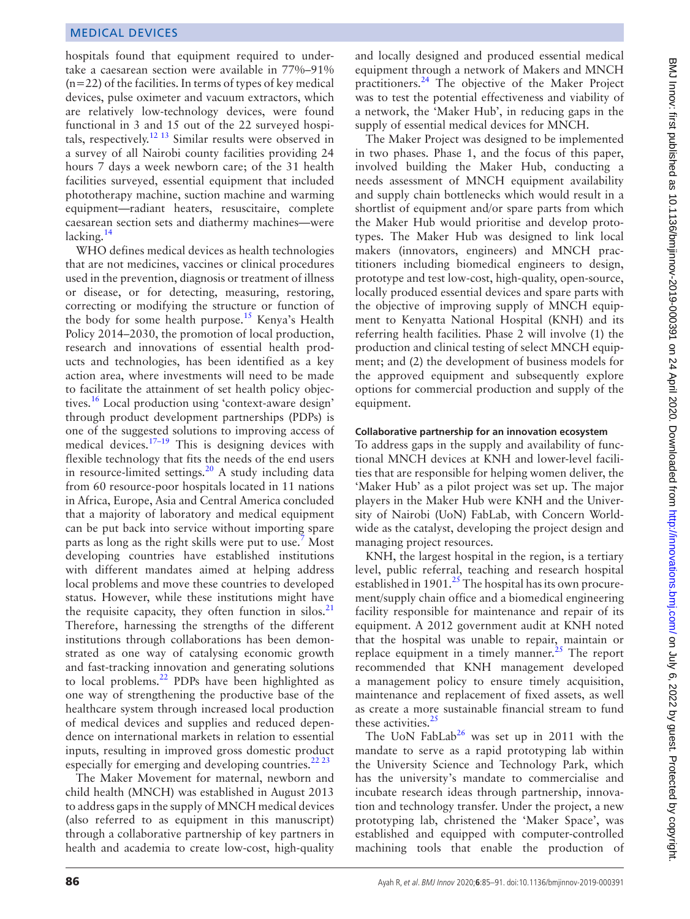hospitals found that equipment required to undertake a caesarean section were available in 77%–91% (n=22) of the facilities. In terms of types of key medical devices, pulse oximeter and vacuum extractors, which are relatively low-technology devices, were found functional in 3 and 15 out of the 22 surveyed hospitals, respectively.[12 13] Similar results were observed in a survey of all Nairobi county facilities providing 24 hours 7 days a week newborn care; of the 31 health facilities surveyed, essential equipment that included phototherapy machine, suction machine and warming equipment—radiant heaters, resuscitaire, complete caesarean section sets and diathermy machines—were lacking.[14]

WHO defines medical devices as health technologies that are not medicines, vaccines or clinical procedures used in the prevention, diagnosis or treatment of illness or disease, or for detecting, measuring, restoring, correcting or modifying the structure or function of the body for some health purpose.[15] Kenya's Health Policy 2014–2030, the promotion of local production, research and innovations of essential health products and technologies, has been identified as a key action area, where investments will need to be made to facilitate the attainment of set health policy objectives.[16] Local production using 'context-aware design' through product development partnerships (PDPs) is one of the suggested solutions to improving access of medical devices.[17–19] This is designing devices with flexible technology that fits the needs of the end users in resource-limited settings.[20] A study including data from 60 resource-poor hospitals located in 11 nations in Africa, Europe, Asia and Central America concluded that a majority of laboratory and medical equipment can be put back into service without importing spare parts as long as the right skills were put to use.[7] Most developing countries have established institutions with different mandates aimed at helping address local problems and move these countries to developed status. However, while these institutions might have the requisite capacity, they often function in silos.[21] Therefore, harnessing the strengths of the different institutions through collaborations has been demonstrated as one way of catalysing economic growth and fast-tracking innovation and generating solutions to local problems.[22] PDPs have been highlighted as one way of strengthening the productive base of the healthcare system through increased local production of medical devices and supplies and reduced dependence on international markets in relation to essential inputs, resulting in improved gross domestic product especially for emerging and developing countries.[22 23]

The Maker Movement for maternal, newborn and child health (MNCH) was established in August 2013 to address gaps in the supply of MNCH medical devices (also referred to as equipment in this manuscript) through a collaborative partnership of key partners in health and academia to create low-cost, high-quality and locally designed and produced essential medical equipment through a network of Makers and MNCH practitioners.[24] The objective of the Maker Project was to test the potential effectiveness and viability of a network, the 'Maker Hub', in reducing gaps in the supply of essential medical devices for MNCH.

The Maker Project was designed to be implemented in two phases. Phase 1, and the focus of this paper, involved building the Maker Hub, conducting a needs assessment of MNCH equipment availability and supply chain bottlenecks which would result in a shortlist of equipment and/or spare parts from which the Maker Hub would prioritise and develop prototypes. The Maker Hub was designed to link local makers (innovators, engineers) and MNCH practitioners including biomedical engineers to design, prototype and test low-cost, high-quality, open-source, locally produced essential devices and spare parts with the objective of improving supply of MNCH equipment to Kenyatta National Hospital (KNH) and its referring health facilities. Phase 2 will involve (1) the production and clinical testing of select MNCH equipment; and (2) the development of business models for the approved equipment and subsequently explore options for commercial production and supply of the equipment.

#### Collaborative partnership for an innovation ecosystem

To address gaps in the supply and availability of functional MNCH devices at KNH and lower-level facilities that are responsible for helping women deliver, the 'Maker Hub' as a pilot project was set up. The major players in the Maker Hub were KNH and the University of Nairobi (UoN) FabLab, with Concern Worldwide as the catalyst, developing the project design and managing project resources.

KNH, the largest hospital in the region, is a tertiary level, public referral, teaching and research hospital established in 1901.[25] The hospital has its own procurement/supply chain office and a biomedical engineering facility responsible for maintenance and repair of its equipment. A 2012 government audit at KNH noted that the hospital was unable to repair, maintain or replace equipment in a timely manner.[25] The report recommended that KNH management developed a management policy to ensure timely acquisition, maintenance and replacement of fixed assets, as well as create a more sustainable financial stream to fund these activities.[25]

The UoN FabLab[26] was set up in 2011 with the mandate to serve as a rapid prototyping lab within the University Science and Technology Park, which has the university's mandate to commercialise and incubate research ideas through partnership, innovation and technology transfer. Under the project, a new prototyping lab, christened the 'Maker Space', was established and equipped with computer-controlled machining tools that enable the production of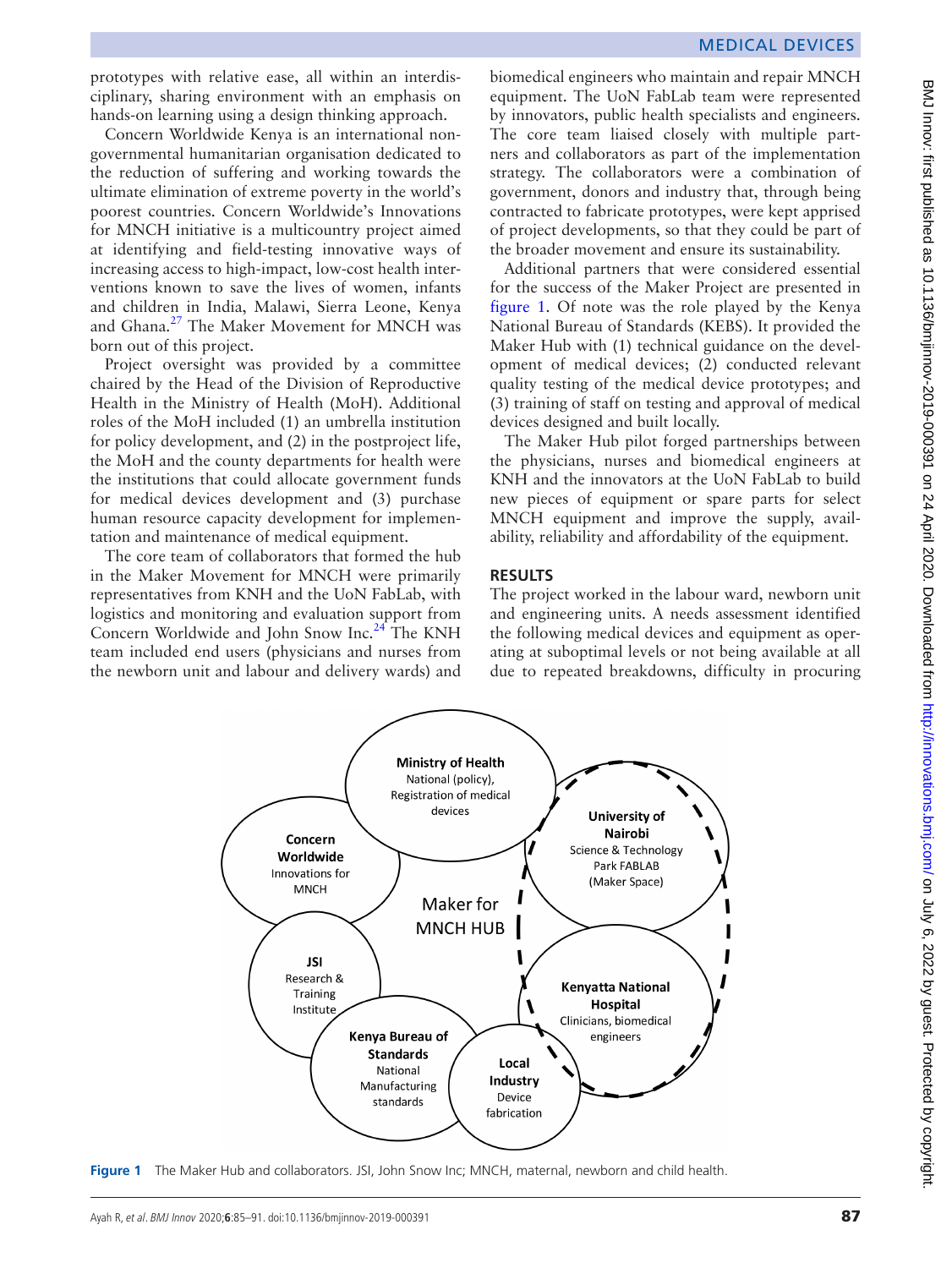prototypes with relative ease, all within an interdisciplinary, sharing environment with an emphasis on hands-on learning using a design thinking approach.

Concern Worldwide Kenya is an international non-governmental humanitarian organisation dedicated to the reduction of suffering and working towards the ultimate elimination of extreme poverty in the world's poorest countries. Concern Worldwide's Innovations for MNCH initiative is a multicountry project aimed at identifying and field-testing innovative ways of increasing access to high-impact, low-cost health interventions known to save the lives of women, infants and children in India, Malawi, Sierra Leone, Kenya and Ghana.[27] The Maker Movement for MNCH was born out of this project.

Project oversight was provided by a committee chaired by the Head of the Division of Reproductive Health in the Ministry of Health (MoH). Additional roles of the MoH included (1) an umbrella institution for policy development, and (2) in the postproject life, the MoH and the county departments for health were the institutions that could allocate government funds for medical devices development and (3) purchase human resource capacity development for implementation and maintenance of medical equipment.

The core team of collaborators that formed the hub in the Maker Movement for MNCH were primarily representatives from KNH and the UoN FabLab, with logistics and monitoring and evaluation support from Concern Worldwide and John Snow Inc.[24] The KNH team included end users (physicians and nurses from the newborn unit and labour and delivery wards) and biomedical engineers who maintain and repair MNCH equipment. The UoN FabLab team were represented by innovators, public health specialists and engineers. The core team liaised closely with multiple partners and collaborators as part of the implementation strategy. The collaborators were a combination of government, donors and industry that, through being contracted to fabricate prototypes, were kept apprised of project developments, so that they could be part of the broader movement and ensure its sustainability.

Additional partners that were considered essential for the success of the Maker Project are presented in figure 1. Of note was the role played by the Kenya National Bureau of Standards (KEBS). It provided the Maker Hub with (1) technical guidance on the development of medical devices; (2) conducted relevant quality testing of the medical device prototypes; and (3) training of staff on testing and approval of medical devices designed and built locally.

The Maker Hub pilot forged partnerships between the physicians, nurses and biomedical engineers at KNH and the innovators at the UoN FabLab to build new pieces of equipment or spare parts for select MNCH equipment and improve the supply, availability, reliability and affordability of the equipment.

## RESULTS

The project worked in the labour ward, newborn unit and engineering units. A needs assessment identified the following medical devices and equipment as operating at suboptimal levels or not being available at all due to repeated breakdowns, difficulty in procuring

Maker for MNCH HUB: Ministry of Health — National (policy), Registration of medical devices; University of Nairobi — Science & Technology Park FABLAB (Maker Space); Kenyatta National Hospital — Clinicians, biomedical engineers; Local Industry — Device fabrication; Kenya Bureau of Standards — National Manufacturing standards; JSI — Research & Training Institute; Concern Worldwide — Innovations for MNCH

**Figure 1** The Maker Hub and collaborators. JSI, John Snow Inc; MNCH, maternal, newborn and child health.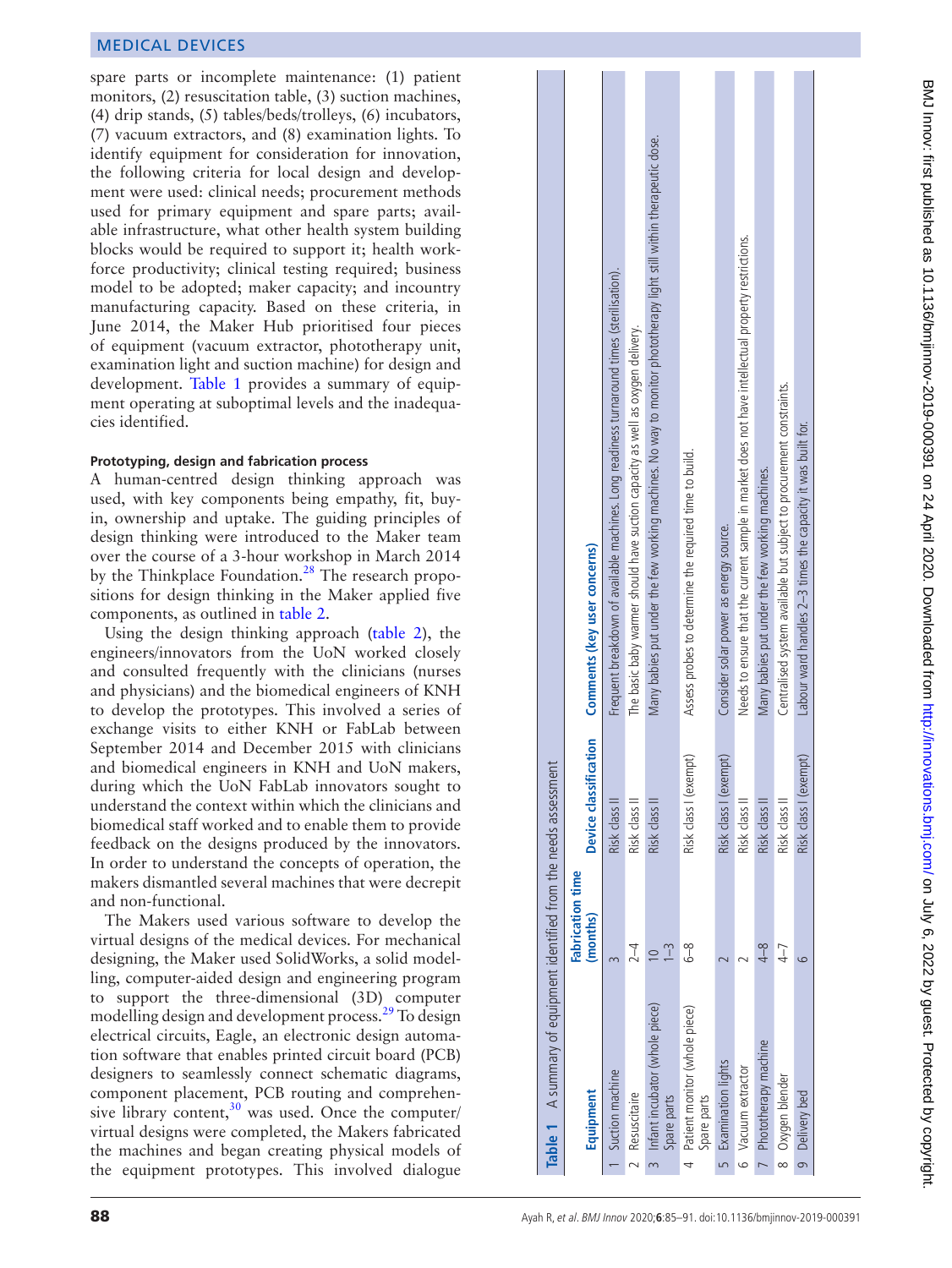spare parts or incomplete maintenance: (1) patient monitors, (2) resuscitation table, (3) suction machines, (4) drip stands, (5) tables/beds/trolleys, (6) incubators, (7) vacuum extractors, and (8) examination lights. To identify equipment for consideration for innovation, the following criteria for local design and development were used: clinical needs; procurement methods used for primary equipment and spare parts; available infrastructure, what other health system building blocks would be required to support it; health workforce productivity; clinical testing required; business model to be adopted; maker capacity; and incountry manufacturing capacity. Based on these criteria, in June 2014, the Maker Hub prioritised four pieces of equipment (vacuum extractor, phototherapy unit, examination light and suction machine) for design and development. Table 1 provides a summary of equipment operating at suboptimal levels and the inadequacies identified.

### Prototyping, design and fabrication process

A human-centred design thinking approach was used, with key components being empathy, fit, buy-in, ownership and uptake. The guiding principles of design thinking were introduced to the Maker team over the course of a 3-hour workshop in March 2014 by the Thinkplace Foundation.[28] The research propositions for design thinking in the Maker applied five components, as outlined in table 2.

Using the design thinking approach (table 2), the engineers/innovators from the UoN worked closely and consulted frequently with the clinicians (nurses and physicians) and the biomedical engineers of KNH to develop the prototypes. This involved a series of exchange visits to either KNH or FabLab between September 2014 and December 2015 with clinicians and biomedical engineers in KNH and UoN makers, during which the UoN FabLab innovators sought to understand the context within which the clinicians and biomedical staff worked and to enable them to provide feedback on the designs produced by the innovators. In order to understand the concepts of operation, the makers dismantled several machines that were decrepit and non-functional.

The Makers used various software to develop the virtual designs of the medical devices. For mechanical designing, the Maker used SolidWorks, a solid modelling, computer-aided design and engineering program to support the three-dimensional (3D) computer modelling design and development process.[29] To design electrical circuits, Eagle, an electronic design automation software that enables printed circuit board (PCB) designers to seamlessly connect schematic diagrams, component placement, PCB routing and comprehensive library content,[30] was used. Once the computer/virtual designs were completed, the Makers fabricated the machines and began creating physical models of the equipment prototypes. This involved dialogue

**Table 1** A summary of equipment identified from the needs assessment

| Equipment | Fabrication time (months) | Device classification | Comments (key user concerns) |
|---|---|---|---|
| 1 Suction machine | 3 | Risk class II | Frequent breakdown of available machines. Long readiness turnaround times (sterilisation). |
| 2 Resuscitaire | 2–4 | Risk class II | The basic baby warmer should have suction capacity as well as oxygen delivery. |
| 3 Infant incubator (whole piece)<br>Spare parts | 10<br>1–3 | Risk class II | Many babies put under the few working machines. No way to monitor phototherapy light still within therapeutic dose. |
| 4 Patient monitor (whole piece)<br>Spare parts | 6–8 | Risk class I (exempt) | Assess probes to determine the required time to build. |
| 5 Examination lights | 2 | Risk class I (exempt) | Consider solar power as energy source. |
| 6 Vacuum extractor | 2 | Risk class II | Needs to ensure that the current sample in market does not have intellectual property restrictions. |
| 7 Phototherapy machine | 4–8 | Risk class II | Many babies put under the few working machines. |
| 8 Oxygen blender | 4–7 | Risk class II | Centralised system available but subject to procurement constraints. |
| 9 Delivery bed | 6 | Risk class I (exempt) | Labour ward handles 2–3 times the capacity it was built for. |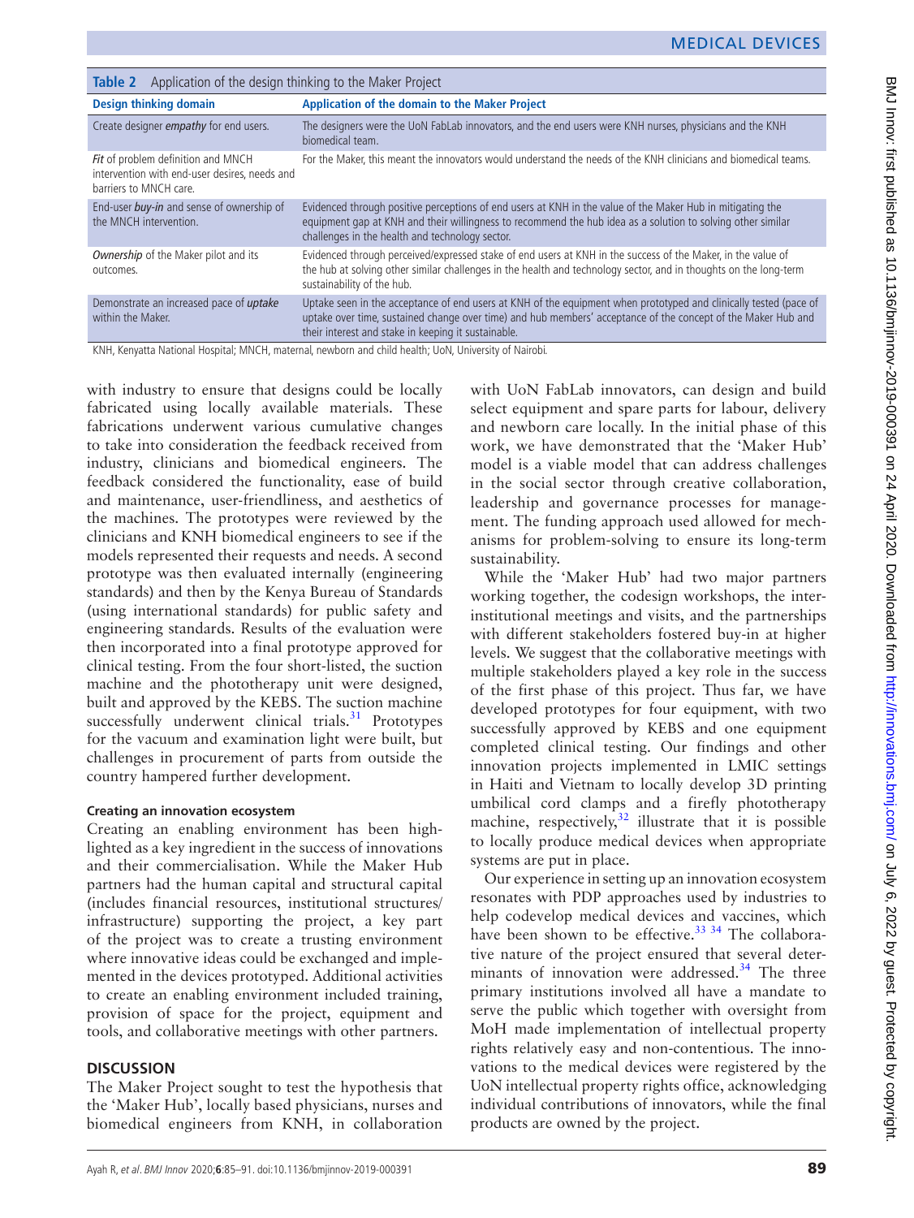**Table 2** Application of the design thinking to the Maker Project

| Design thinking domain | Application of the domain to the Maker Project |
|---|---|
| Create designer *empathy* for end users. | The designers were the UoN FabLab innovators, and the end users were KNH nurses, physicians and the KNH biomedical team. |
| *Fit* of problem definition and MNCH intervention with end-user desires, needs and barriers to MNCH care. | For the Maker, this meant the innovators would understand the needs of the KNH clinicians and biomedical teams. |
| End-user *buy-in* and sense of ownership of the MNCH intervention. | Evidenced through positive perceptions of end users at KNH in the value of the Maker Hub in mitigating the equipment gap at KNH and their willingness to recommend the hub idea as a solution to solving other similar challenges in the health and technology sector. |
| *Ownership* of the Maker pilot and its outcomes. | Evidenced through perceived/expressed stake of end users at KNH in the success of the Maker, in the value of the hub at solving other similar challenges in the health and technology sector, and in thoughts on the long-term sustainability of the hub. |
| Demonstrate an increased pace of *uptake* within the Maker. | Uptake seen in the acceptance of end users at KNH of the equipment when prototyped and clinically tested (pace of uptake over time, sustained change over time) and hub members' acceptance of the concept of the Maker Hub and their interest and stake in keeping it sustainable. |

KNH, Kenyatta National Hospital; MNCH, maternal, newborn and child health; UoN, University of Nairobi.

with industry to ensure that designs could be locally fabricated using locally available materials. These fabrications underwent various cumulative changes to take into consideration the feedback received from industry, clinicians and biomedical engineers. The feedback considered the functionality, ease of build and maintenance, user-friendliness, and aesthetics of the machines. The prototypes were reviewed by the clinicians and KNH biomedical engineers to see if the models represented their requests and needs. A second prototype was then evaluated internally (engineering standards) and then by the Kenya Bureau of Standards (using international standards) for public safety and engineering standards. Results of the evaluation were then incorporated into a final prototype approved for clinical testing. From the four short-listed, the suction machine and the phototherapy unit were designed, built and approved by the KEBS. The suction machine successfully underwent clinical trials.[31] Prototypes for the vacuum and examination light were built, but challenges in procurement of parts from outside the country hampered further development.

#### Creating an innovation ecosystem

Creating an enabling environment has been highlighted as a key ingredient in the success of innovations and their commercialisation. While the Maker Hub partners had the human capital and structural capital (includes financial resources, institutional structures/infrastructure) supporting the project, a key part of the project was to create a trusting environment where innovative ideas could be exchanged and implemented in the devices prototyped. Additional activities to create an enabling environment included training, provision of space for the project, equipment and tools, and collaborative meetings with other partners.

## DISCUSSION

The Maker Project sought to test the hypothesis that the 'Maker Hub', locally based physicians, nurses and biomedical engineers from KNH, in collaboration with UoN FabLab innovators, can design and build select equipment and spare parts for labour, delivery and newborn care locally. In the initial phase of this work, we have demonstrated that the 'Maker Hub' model is a viable model that can address challenges in the social sector through creative collaboration, leadership and governance processes for management. The funding approach used allowed for mechanisms for problem-solving to ensure its long-term sustainability.

While the 'Maker Hub' had two major partners working together, the codesign workshops, the inter-institutional meetings and visits, and the partnerships with different stakeholders fostered buy-in at higher levels. We suggest that the collaborative meetings with multiple stakeholders played a key role in the success of the first phase of this project. Thus far, we have developed prototypes for four equipment, with two successfully approved by KEBS and one equipment completed clinical testing. Our findings and other innovation projects implemented in LMIC settings in Haiti and Vietnam to locally develop 3D printing umbilical cord clamps and a firefly phototherapy machine, respectively,[32] illustrate that it is possible to locally produce medical devices when appropriate systems are put in place.

Our experience in setting up an innovation ecosystem resonates with PDP approaches used by industries to help codevelop medical devices and vaccines, which have been shown to be effective.[33 34] The collaborative nature of the project ensured that several determinants of innovation were addressed.[34] The three primary institutions involved all have a mandate to serve the public which together with oversight from MoH made implementation of intellectual property rights relatively easy and non-contentious. The innovations to the medical devices were registered by the UoN intellectual property rights office, acknowledging individual contributions of innovators, while the final products are owned by the project.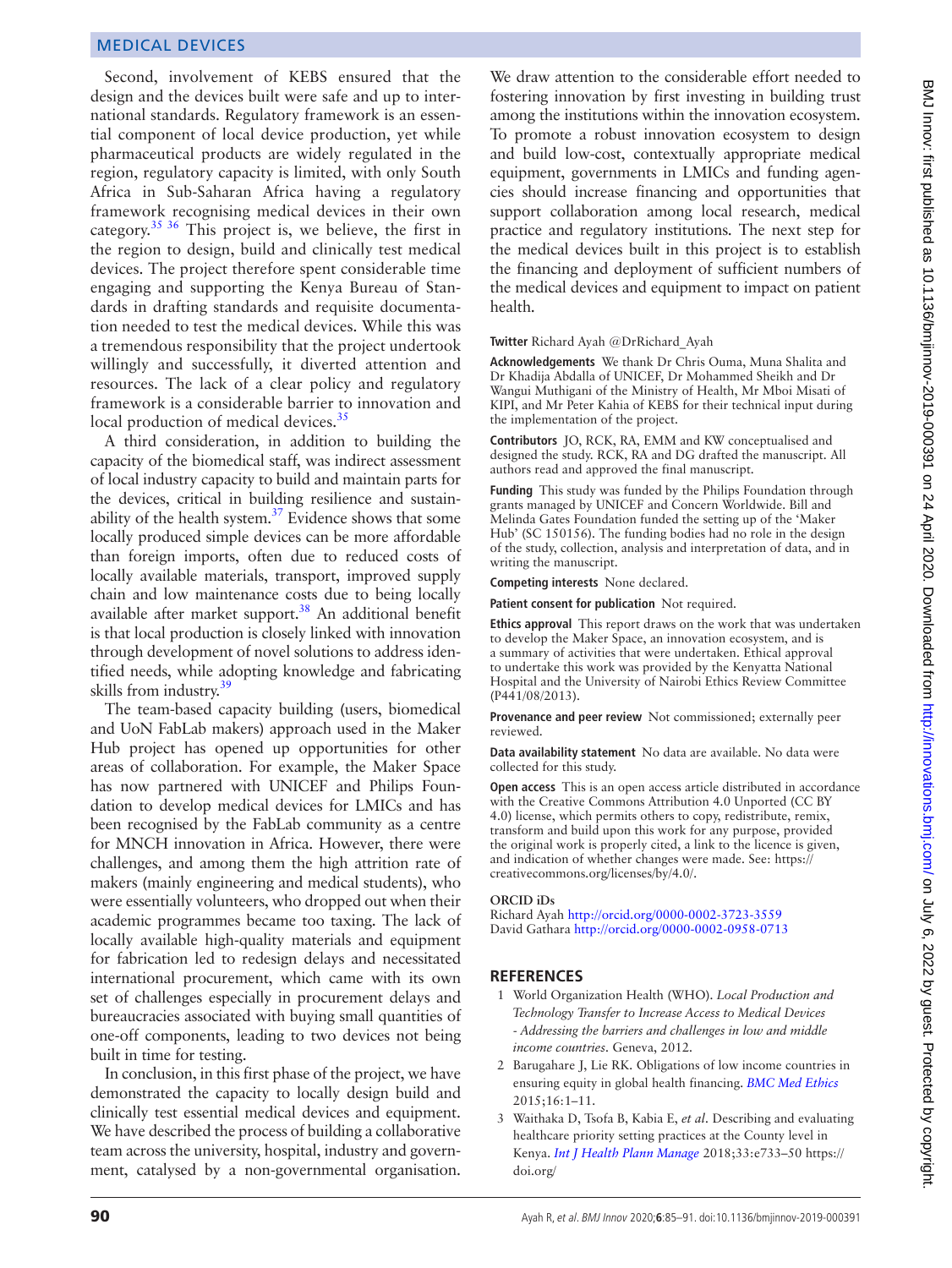Second, involvement of KEBS ensured that the design and the devices built were safe and up to international standards. Regulatory framework is an essential component of local device production, yet while pharmaceutical products are widely regulated in the region, regulatory capacity is limited, with only South Africa in Sub-Saharan Africa having a regulatory framework recognising medical devices in their own category.[35 36] This project is, we believe, the first in the region to design, build and clinically test medical devices. The project therefore spent considerable time engaging and supporting the Kenya Bureau of Standards in drafting standards and requisite documentation needed to test the medical devices. While this was a tremendous responsibility that the project undertook willingly and successfully, it diverted attention and resources. The lack of a clear policy and regulatory framework is a considerable barrier to innovation and local production of medical devices.[35]

A third consideration, in addition to building the capacity of the biomedical staff, was indirect assessment of local industry capacity to build and maintain parts for the devices, critical in building resilience and sustainability of the health system.[37] Evidence shows that some locally produced simple devices can be more affordable than foreign imports, often due to reduced costs of locally available materials, transport, improved supply chain and low maintenance costs due to being locally available after market support.[38] An additional benefit is that local production is closely linked with innovation through development of novel solutions to address identified needs, while adopting knowledge and fabricating skills from industry.[39]

The team-based capacity building (users, biomedical and UoN FabLab makers) approach used in the Maker Hub project has opened up opportunities for other areas of collaboration. For example, the Maker Space has now partnered with UNICEF and Philips Foundation to develop medical devices for LMICs and has been recognised by the FabLab community as a centre for MNCH innovation in Africa. However, there were challenges, and among them the high attrition rate of makers (mainly engineering and medical students), who were essentially volunteers, who dropped out when their academic programmes became too taxing. The lack of locally available high-quality materials and equipment for fabrication led to redesign delays and necessitated international procurement, which came with its own set of challenges especially in procurement delays and bureaucracies associated with buying small quantities of one-off components, leading to two devices not being built in time for testing.

In conclusion, in this first phase of the project, we have demonstrated the capacity to locally design build and clinically test essential medical devices and equipment. We have described the process of building a collaborative team across the university, hospital, industry and government, catalysed by a non-governmental organisation. We draw attention to the considerable effort needed to fostering innovation by first investing in building trust among the institutions within the innovation ecosystem. To promote a robust innovation ecosystem to design and build low-cost, contextually appropriate medical equipment, governments in LMICs and funding agencies should increase financing and opportunities that support collaboration among local research, medical practice and regulatory institutions. The next step for the medical devices built in this project is to establish the financing and deployment of sufficient numbers of the medical devices and equipment to impact on patient health.

**Twitter** Richard Ayah @DrRichard_Ayah

**Acknowledgements** We thank Dr Chris Ouma, Muna Shalita and Dr Khadija Abdalla of UNICEF, Dr Mohammed Sheikh and Dr Wangui Muthigani of the Ministry of Health, Mr Mboi Misati of KIPI, and Mr Peter Kahia of KEBS for their technical input during the implementation of the project.

**Contributors** JO, RCK, RA, EMM and KW conceptualised and designed the study. RCK, RA and DG drafted the manuscript. All authors read and approved the final manuscript.

**Funding** This study was funded by the Philips Foundation through grants managed by UNICEF and Concern Worldwide. Bill and Melinda Gates Foundation funded the setting up of the 'Maker Hub' (SC 150156). The funding bodies had no role in the design of the study, collection, analysis and interpretation of data, and in writing the manuscript.

**Competing interests** None declared.

**Patient consent for publication** Not required.

**Ethics approval** This report draws on the work that was undertaken to develop the Maker Space, an innovation ecosystem, and is a summary of activities that were undertaken. Ethical approval to undertake this work was provided by the Kenyatta National Hospital and the University of Nairobi Ethics Review Committee (P441/08/2013).

**Provenance and peer review** Not commissioned; externally peer reviewed.

**Data availability statement** No data are available. No data were collected for this study.

**Open access** This is an open access article distributed in accordance with the Creative Commons Attribution 4.0 Unported (CC BY 4.0) license, which permits others to copy, redistribute, remix, transform and build upon this work for any purpose, provided the original work is properly cited, a link to the licence is given, and indication of whether changes were made. See: https://creativecommons.org/licenses/by/4.0/.

**ORCID iDs**

Richard Ayah http://orcid.org/0000-0002-3723-3559
David Gathara http://orcid.org/0000-0002-0958-0713

## REFERENCES

1. World Organization Health (WHO). *Local Production and Technology Transfer to Increase Access to Medical Devices - Addressing the barriers and challenges in low and middle income countries*. Geneva, 2012.
2. Barugahare J, Lie RK. Obligations of low income countries in ensuring equity in global health financing. *BMC Med Ethics* 2015;16:1–11.
3. Waithaka D, Tsofa B, Kabia E, *et al*. Describing and evaluating healthcare priority setting practices at the County level in Kenya. *Int J Health Plann Manage* 2018;33:e733–50 https://doi.org/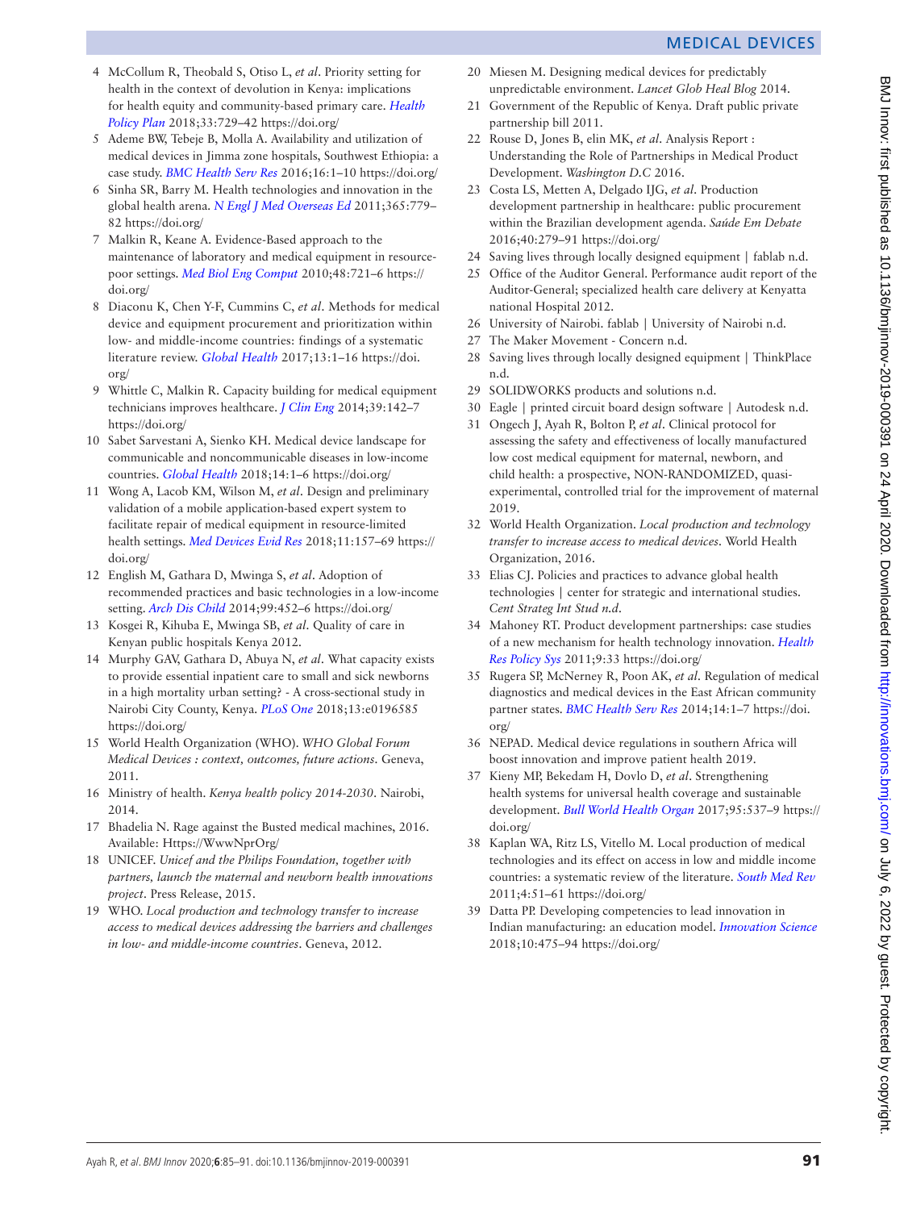4 McCollum R, Theobald S, Otiso L, *et al*. Priority setting for health in the context of devolution in Kenya: implications for health equity and community-based primary care. *Health Policy Plan* 2018;33:729–42 https://doi.org/

5 Ademe BW, Tebeje B, Molla A. Availability and utilization of medical devices in Jimma zone hospitals, Southwest Ethiopia: a case study. *BMC Health Serv Res* 2016;16:1–10 https://doi.org/

6 Sinha SR, Barry M. Health technologies and innovation in the global health arena. *N Engl J Med Overseas Ed* 2011;365:779–82 https://doi.org/

7 Malkin R, Keane A. Evidence-Based approach to the maintenance of laboratory and medical equipment in resource-poor settings. *Med Biol Eng Comput* 2010;48:721–6 https://doi.org/

8 Diaconu K, Chen Y-F, Cummins C, *et al*. Methods for medical device and equipment procurement and prioritization within low- and middle-income countries: findings of a systematic literature review. *Global Health* 2017;13:1–16 https://doi.org/

9 Whittle C, Malkin R. Capacity building for medical equipment technicians improves healthcare. *J Clin Eng* 2014;39:142–7 https://doi.org/

10 Sabet Sarvestani A, Sienko KH. Medical device landscape for communicable and noncommunicable diseases in low-income countries. *Global Health* 2018;14:1–6 https://doi.org/

11 Wong A, Lacob KM, Wilson M, *et al*. Design and preliminary validation of a mobile application-based expert system to facilitate repair of medical equipment in resource-limited health settings. *Med Devices Evid Res* 2018;11:157–69 https://doi.org/

12 English M, Gathara D, Mwinga S, *et al*. Adoption of recommended practices and basic technologies in a low-income setting. *Arch Dis Child* 2014;99:452–6 https://doi.org/

13 Kosgei R, Kihuba E, Mwinga SB, *et al*. Quality of care in Kenyan public hospitals Kenya 2012.

14 Murphy GAV, Gathara D, Abuya N, *et al*. What capacity exists to provide essential inpatient care to small and sick newborns in a high mortality urban setting? - A cross-sectional study in Nairobi City County, Kenya. *PLoS One* 2018;13:e0196585 https://doi.org/

15 World Health Organization (WHO). *WHO Global Forum Medical Devices : context, outcomes, future actions*. Geneva, 2011.

16 Ministry of health. *Kenya health policy 2014-2030*. Nairobi, 2014.

17 Bhadelia N. Rage against the Busted medical machines, 2016. Available: Https://WwwNprOrg/

18 UNICEF. *Unicef and the Philips Foundation, together with partners, launch the maternal and newborn health innovations project*. Press Release, 2015.

19 WHO. *Local production and technology transfer to increase access to medical devices addressing the barriers and challenges in low- and middle-income countries*. Geneva, 2012.

20 Miesen M. Designing medical devices for predictably unpredictable environment. *Lancet Glob Heal Blog* 2014.

21 Government of the Republic of Kenya. Draft public private partnership bill 2011.

22 Rouse D, Jones B, elin MK, *et al*. Analysis Report : Understanding the Role of Partnerships in Medical Product Development. *Washington D.C* 2016.

23 Costa LS, Metten A, Delgado IJG, *et al*. Production development partnership in healthcare: public procurement within the Brazilian development agenda. *Saúde Em Debate* 2016;40:279–91 https://doi.org/

24 Saving lives through locally designed equipment | fablab n.d.

25 Office of the Auditor General. Performance audit report of the Auditor-General; specialized health care delivery at Kenyatta national Hospital 2012.

26 University of Nairobi. fablab | University of Nairobi n.d.

27 The Maker Movement - Concern n.d.

28 Saving lives through locally designed equipment | ThinkPlace n.d.

29 SOLIDWORKS products and solutions n.d.

30 Eagle | printed circuit board design software | Autodesk n.d.

31 Ongech J, Ayah R, Bolton P, *et al*. Clinical protocol for assessing the safety and effectiveness of locally manufactured low cost medical equipment for maternal, newborn, and child health: a prospective, NON-RANDOMIZED, quasi-experimental, controlled trial for the improvement of maternal 2019.

32 World Health Organization. *Local production and technology transfer to increase access to medical devices*. World Health Organization, 2016.

33 Elias CJ. Policies and practices to advance global health technologies | center for strategic and international studies. *Cent Strateg Int Stud n.d*.

34 Mahoney RT. Product development partnerships: case studies of a new mechanism for health technology innovation. *Health Res Policy Sys* 2011;9:33 https://doi.org/

35 Rugera SP, McNerney R, Poon AK, *et al*. Regulation of medical diagnostics and medical devices in the East African community partner states. *BMC Health Serv Res* 2014;14:1–7 https://doi.org/

36 NEPAD. Medical device regulations in southern Africa will boost innovation and improve patient health 2019.

37 Kieny MP, Bekedam H, Dovlo D, *et al*. Strengthening health systems for universal health coverage and sustainable development. *Bull World Health Organ* 2017;95:537–9 https://doi.org/

38 Kaplan WA, Ritz LS, Vitello M. Local production of medical technologies and its effect on access in low and middle income countries: a systematic review of the literature. *South Med Rev* 2011;4:51–61 https://doi.org/

39 Datta PP. Developing competencies to lead innovation in Indian manufacturing: an education model. *Innovation Science* 2018;10:475–94 https://doi.org/